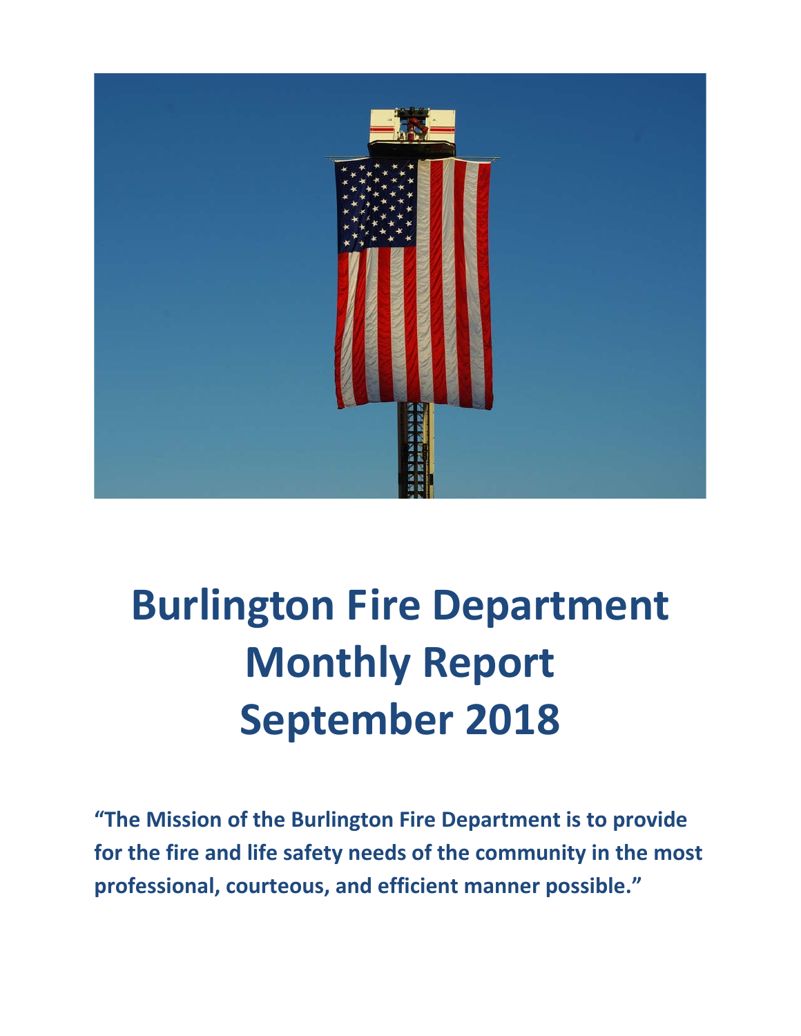# Burlington Fire Department Monthly Report September 2018

**"The Mission of the Burlington Fire Department is to provide for the fire and life safety needs of the community in the most professional, courteous, and efficient manner possible."**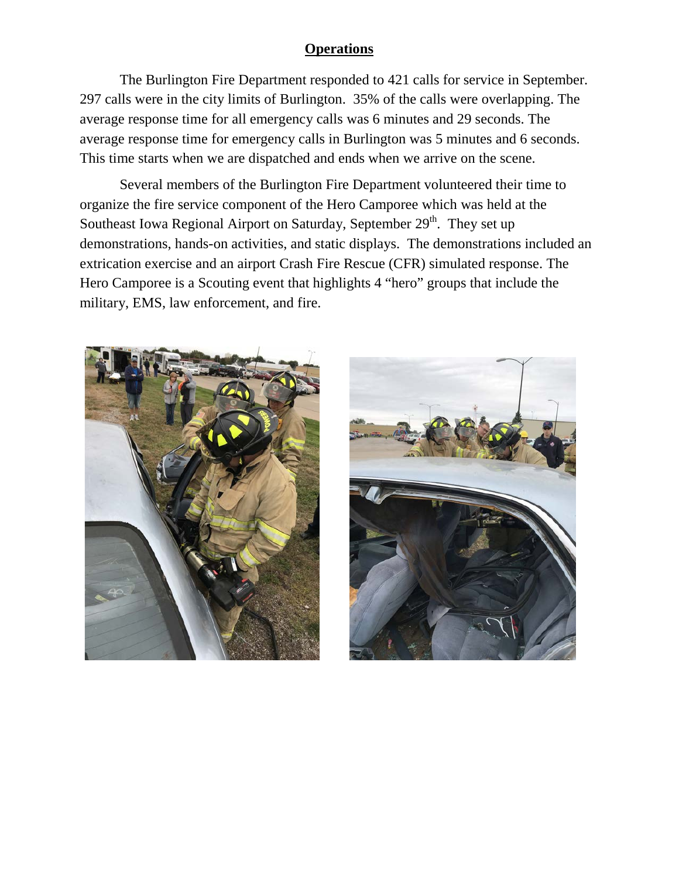## Operations

The Burlington Fire Department responded to 421 calls for service in September. 297 calls were in the city limits of Burlington. 35% of the calls were overlapping. The average response time for all emergency calls was 6 minutes and 29 seconds. The average response time for emergency calls in Burlington was 5 minutes and 6 seconds. This time starts when we are dispatched and ends when we arrive on the scene.

Several members of the Burlington Fire Department volunteered their time to organize the fire service component of the Hero Camporee which was held at the Southeast Iowa Regional Airport on Saturday, September 29th. They set up demonstrations, hands-on activities, and static displays. The demonstrations included an extrication exercise and an airport Crash Fire Rescue (CFR) simulated response. The Hero Camporee is a Scouting event that highlights 4 "hero" groups that include the military, EMS, law enforcement, and fire.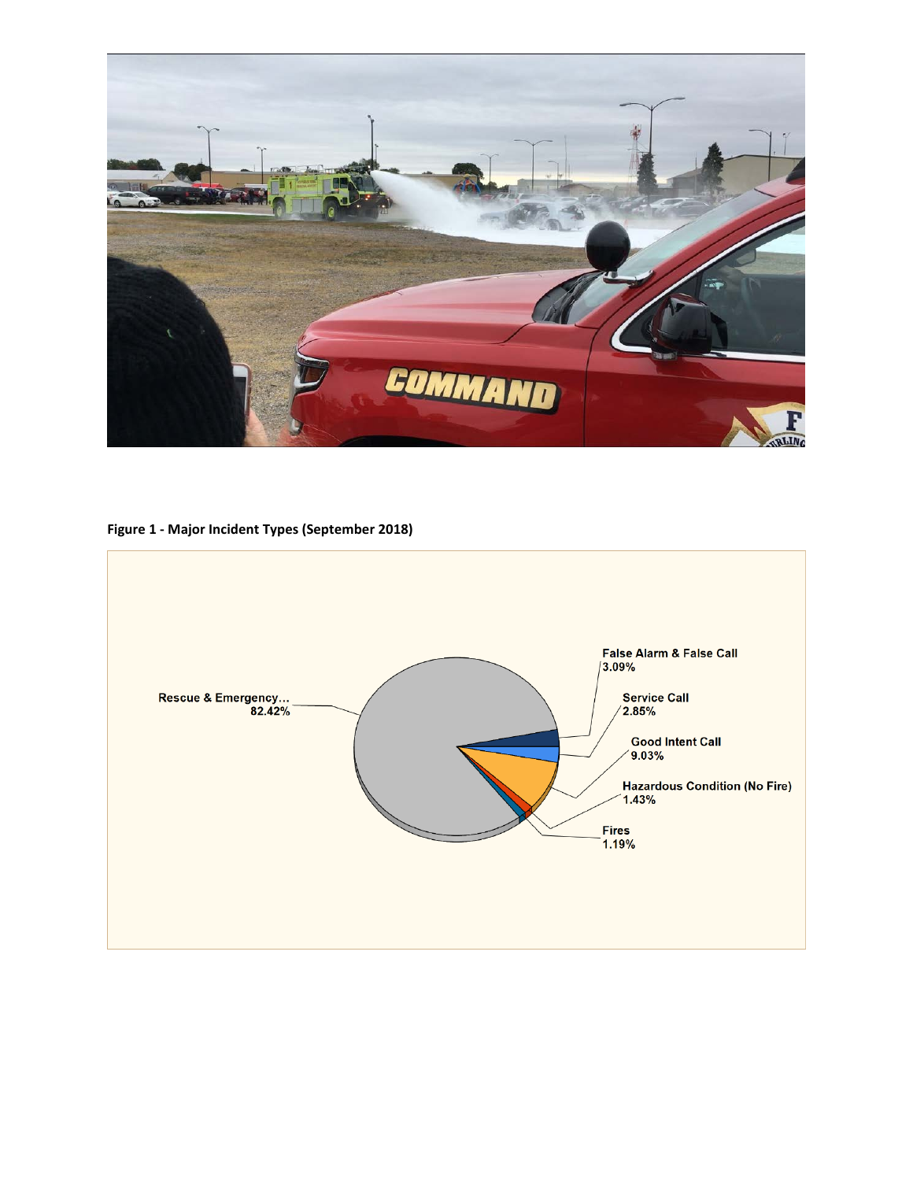**Figure 1 - Major Incident Types (September 2018)**

| Incident Type | Percentage |
| --- | --- |
| Rescue & Emergency... | 82.42% |
| False Alarm & False Call | 3.09% |
| Service Call | 2.85% |
| Good Intent Call | 9.03% |
| Hazardous Condition (No Fire) | 1.43% |
| Fires | 1.19% |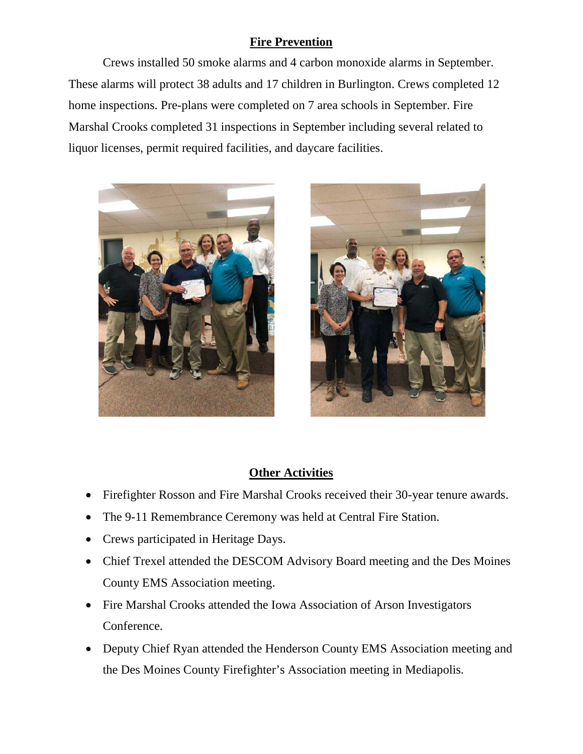## Fire Prevention

Crews installed 50 smoke alarms and 4 carbon monoxide alarms in September. These alarms will protect 38 adults and 17 children in Burlington. Crews completed 12 home inspections. Pre-plans were completed on 7 area schools in September. Fire Marshal Crooks completed 31 inspections in September including several related to liquor licenses, permit required facilities, and daycare facilities.

## Other Activities

- Firefighter Rosson and Fire Marshal Crooks received their 30-year tenure awards.
- The 9-11 Remembrance Ceremony was held at Central Fire Station.
- Crews participated in Heritage Days.
- Chief Trexel attended the DESCOM Advisory Board meeting and the Des Moines County EMS Association meeting.
- Fire Marshal Crooks attended the Iowa Association of Arson Investigators Conference.
- Deputy Chief Ryan attended the Henderson County EMS Association meeting and the Des Moines County Firefighter's Association meeting in Mediapolis.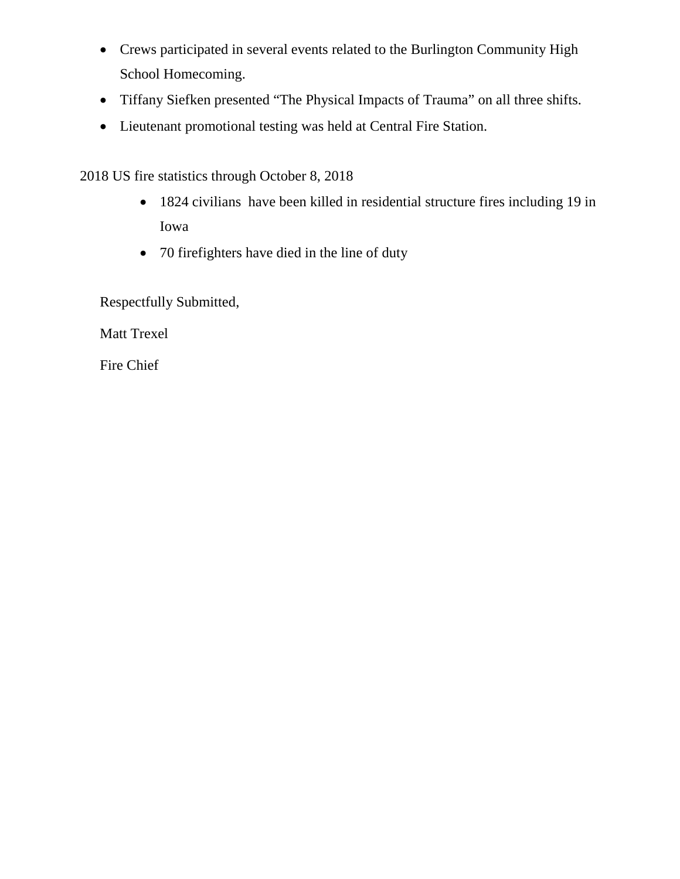- Crews participated in several events related to the Burlington Community High School Homecoming.
- Tiffany Siefken presented "The Physical Impacts of Trauma" on all three shifts.
- Lieutenant promotional testing was held at Central Fire Station.

2018 US fire statistics through October 8, 2018

- 1824 civilians have been killed in residential structure fires including 19 in Iowa
- 70 firefighters have died in the line of duty

Respectfully Submitted,

Matt Trexel

Fire Chief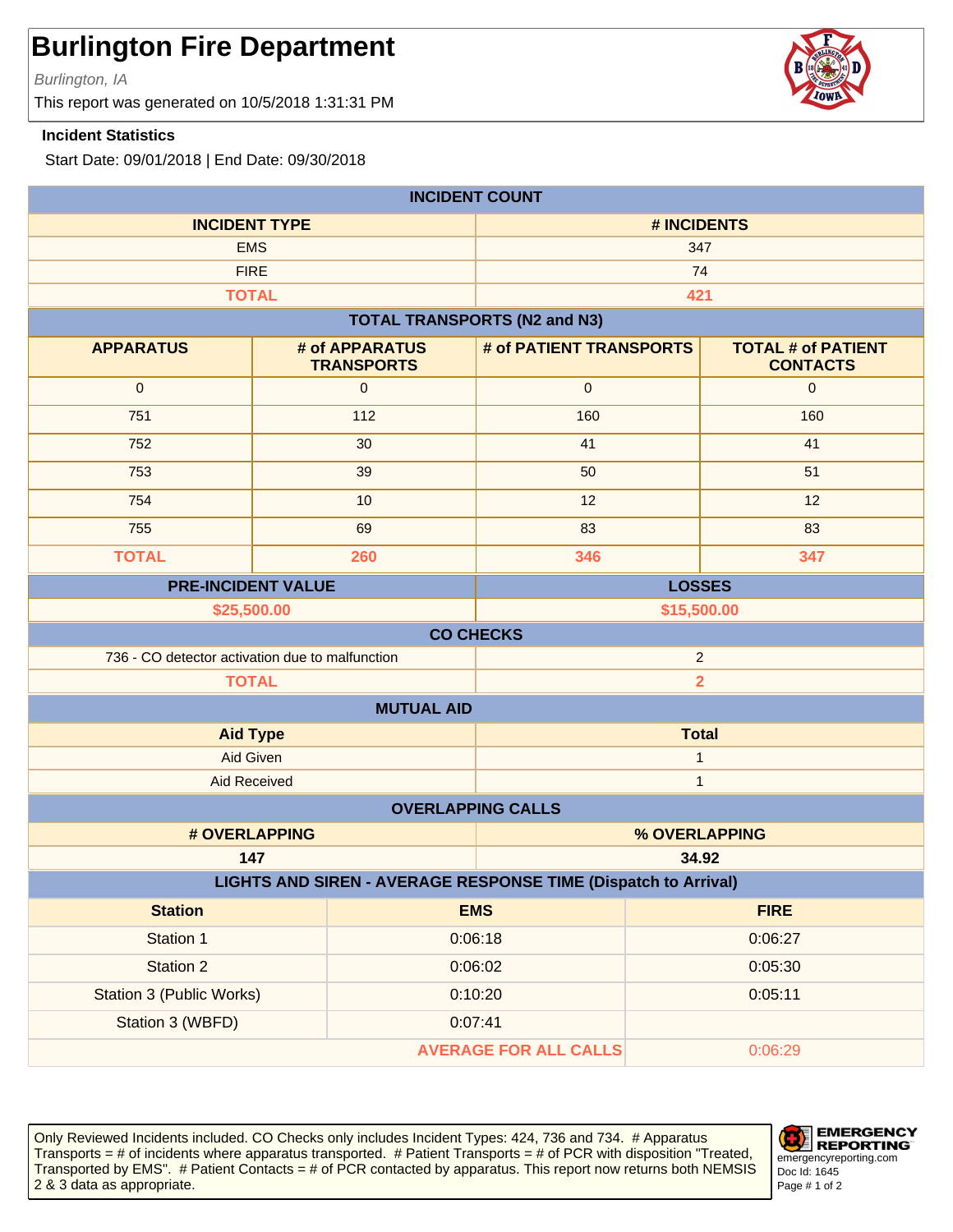# Burlington Fire Department

*Burlington, IA*

This report was generated on 10/5/2018 1:31:31 PM

**Incident Statistics**

Start Date: 09/01/2018 | End Date: 09/30/2018

## INCIDENT COUNT

| INCIDENT TYPE | # INCIDENTS |
|---|---|
| EMS | 347 |
| FIRE | 74 |
| **TOTAL** | **421** |

## TOTAL TRANSPORTS (N2 and N3)

| APPARATUS | # of APPARATUS TRANSPORTS | # of PATIENT TRANSPORTS | TOTAL # of PATIENT CONTACTS |
|---|---|---|---|
| 0 | 0 | 0 | 0 |
| 751 | 112 | 160 | 160 |
| 752 | 30 | 41 | 41 |
| 753 | 39 | 50 | 51 |
| 754 | 10 | 12 | 12 |
| 755 | 69 | 83 | 83 |
| **TOTAL** | **260** | **346** | **347** |

| PRE-INCIDENT VALUE | LOSSES |
|---|---|
| **$25,500.00** | **$15,500.00** |

## CO CHECKS

| | |
|---|---|
| 736 - CO detector activation due to malfunction | 2 |
| **TOTAL** | **2** |

## MUTUAL AID

| Aid Type | Total |
|---|---|
| Aid Given | 1 |
| Aid Received | 1 |

## OVERLAPPING CALLS

| # OVERLAPPING | % OVERLAPPING |
|---|---|
| **147** | **34.92** |

## LIGHTS AND SIREN - AVERAGE RESPONSE TIME (Dispatch to Arrival)

| Station | EMS | FIRE |
|---|---|---|
| Station 1 | 0:06:18 | 0:06:27 |
| Station 2 | 0:06:02 | 0:05:30 |
| Station 3 (Public Works) | 0:10:20 | 0:05:11 |
| Station 3 (WBFD) | 0:07:41 | |
| | **AVERAGE FOR ALL CALLS** | 0:06:29 |

Only Reviewed Incidents included. CO Checks only includes Incident Types: 424, 736 and 734. # Apparatus Transports = # of incidents where apparatus transported. # Patient Transports = # of PCR with disposition "Treated, Transported by EMS". # Patient Contacts = # of PCR contacted by apparatus. This report now returns both NEMSIS 2 & 3 data as appropriate.

EMERGENCY REPORTING
emergencyreporting.com
Doc Id: 1645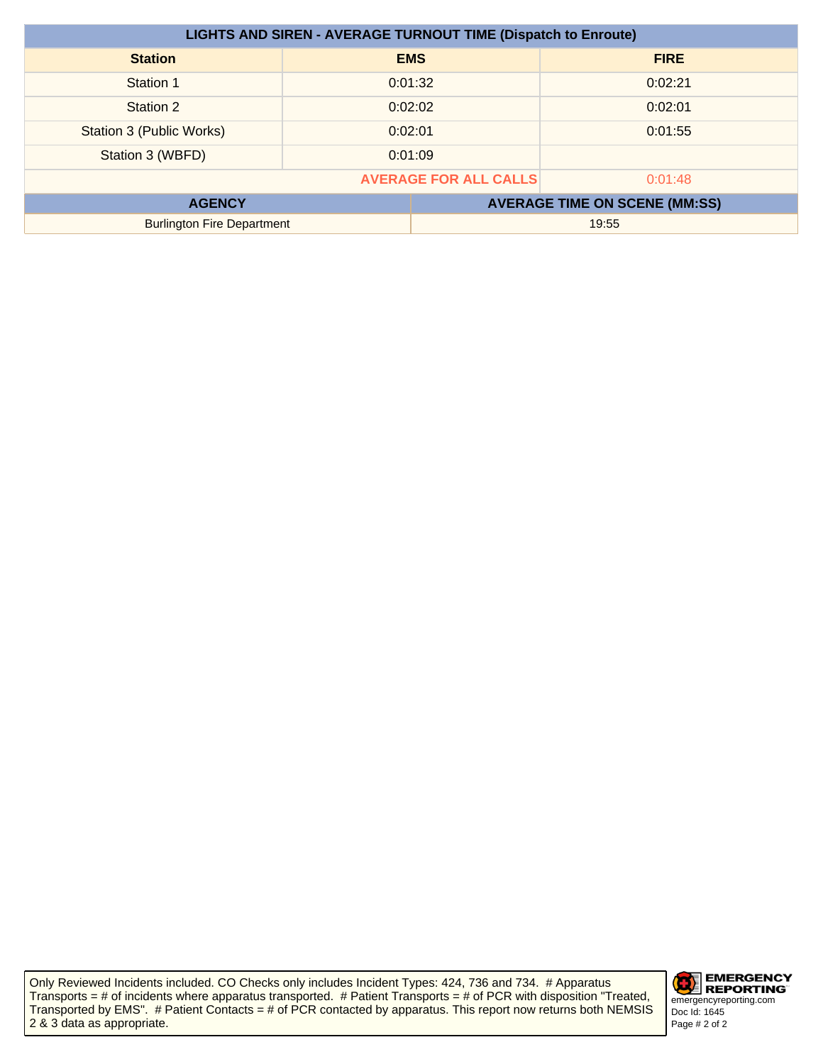| LIGHTS AND SIREN - AVERAGE TURNOUT TIME (Dispatch to Enroute) | | |
| --- | --- | --- |
| **Station** | **EMS** | **FIRE** |
| Station 1 | 0:01:32 | 0:02:21 |
| Station 2 | 0:02:02 | 0:02:01 |
| Station 3 (Public Works) | 0:02:01 | 0:01:55 |
| Station 3 (WBFD) | 0:01:09 | |
| **AVERAGE FOR ALL CALLS** | | 0:01:48 |

| AGENCY | AVERAGE TIME ON SCENE (MM:SS) |
| --- | --- |
| Burlington Fire Department | 19:55 |

Only Reviewed Incidents included. CO Checks only includes Incident Types: 424, 736 and 734. # Apparatus Transports = # of incidents where apparatus transported. # Patient Transports = # of PCR with disposition "Treated, Transported by EMS". # Patient Contacts = # of PCR contacted by apparatus. This report now returns both NEMSIS 2 & 3 data as appropriate.

EMERGENCY REPORTING
emergencyreporting.com
Doc Id: 1645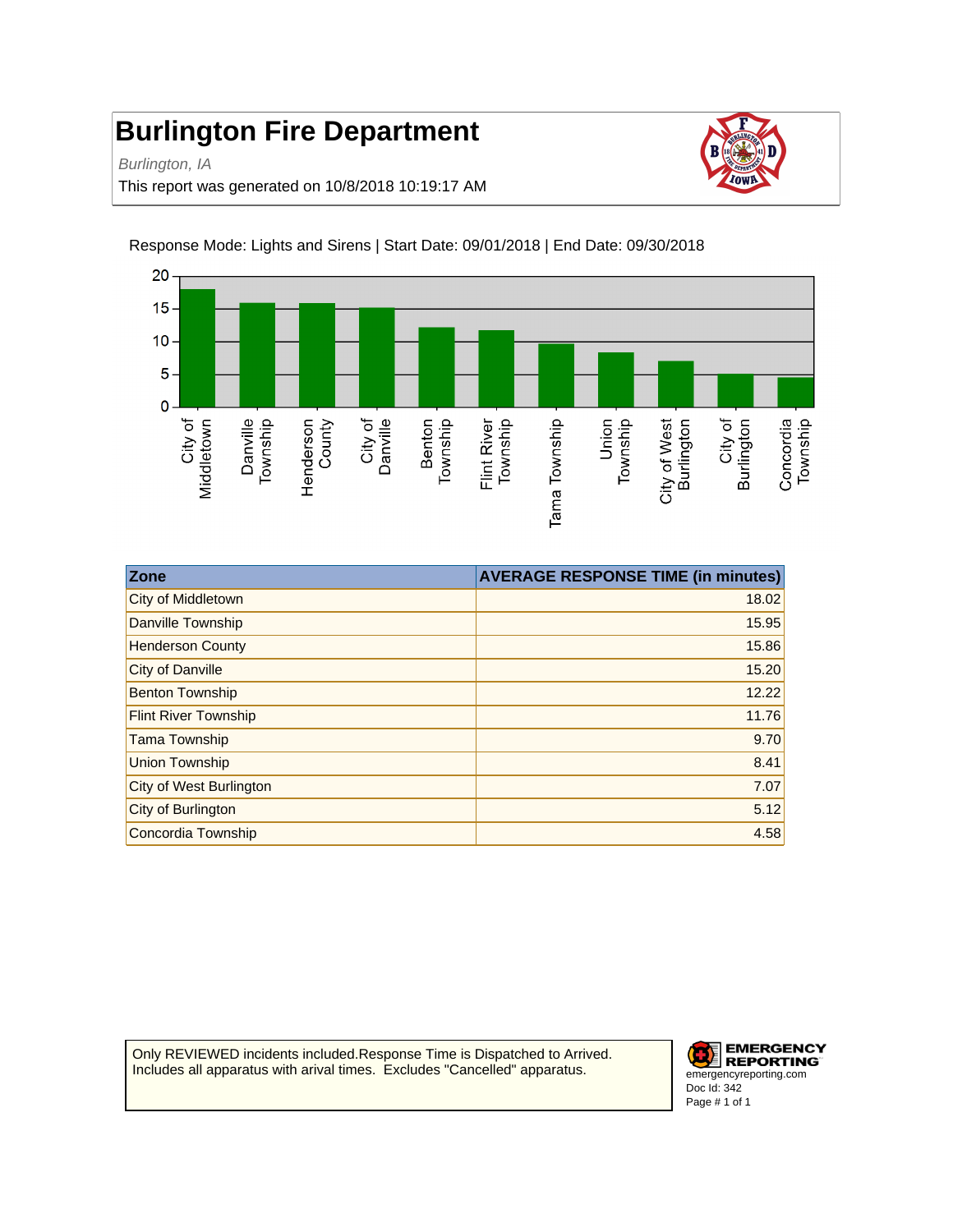# Burlington Fire Department

*Burlington, IA*

This report was generated on 10/8/2018 10:19:17 AM

Response Mode: Lights and Sirens | Start Date: 09/01/2018 | End Date: 09/30/2018

| Zone | AVERAGE RESPONSE TIME (in minutes) |
|---|---|
| City of Middletown | 18.02 |
| Danville Township | 15.95 |
| Henderson County | 15.86 |
| City of Danville | 15.20 |
| Benton Township | 12.22 |
| Flint River Township | 11.76 |
| Tama Township | 9.70 |
| Union Township | 8.41 |
| City of West Burlington | 7.07 |
| City of Burlington | 5.12 |
| Concordia Township | 4.58 |

Only REVIEWED incidents included.Response Time is Dispatched to Arrived. Includes all apparatus with arival times. Excludes "Cancelled" apparatus.

EMERGENCY REPORTING
emergencyreporting.com
Doc Id: 342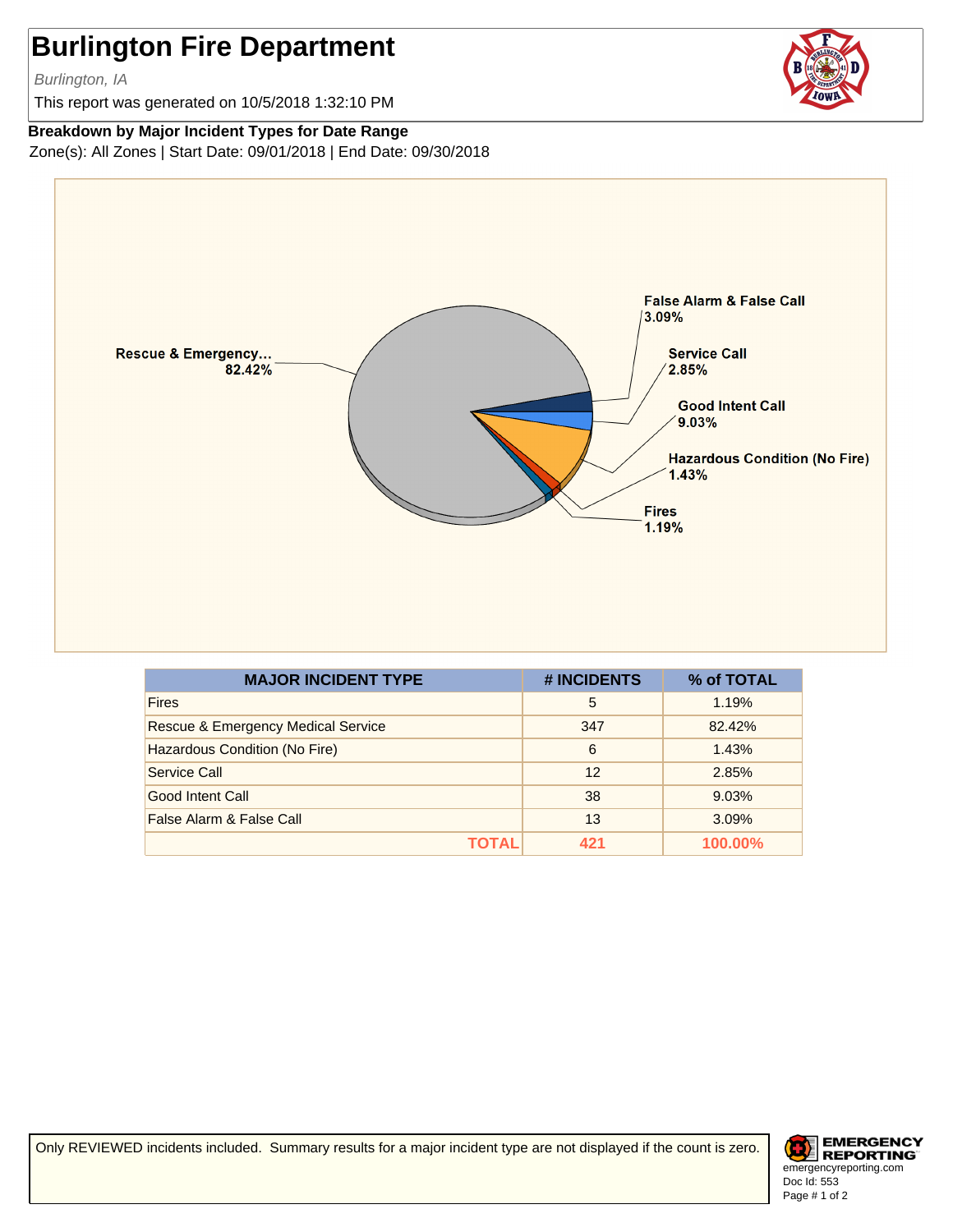# Burlington Fire Department

*Burlington, IA*

This report was generated on 10/5/2018 1:32:10 PM

**Breakdown by Major Incident Types for Date Range**

Zone(s): All Zones | Start Date: 09/01/2018 | End Date: 09/30/2018

Rescue & Emergency... 82.42%

False Alarm & False Call 3.09%

Service Call 2.85%

Good Intent Call 9.03%

Hazardous Condition (No Fire) 1.43%

Fires 1.19%

| MAJOR INCIDENT TYPE | # INCIDENTS | % of TOTAL |
|---|---|---|
| Fires | 5 | 1.19% |
| Rescue & Emergency Medical Service | 347 | 82.42% |
| Hazardous Condition (No Fire) | 6 | 1.43% |
| Service Call | 12 | 2.85% |
| Good Intent Call | 38 | 9.03% |
| False Alarm & False Call | 13 | 3.09% |
| **TOTAL** | **421** | **100.00%** |

Only REVIEWED incidents included. Summary results for a major incident type are not displayed if the count is zero.

EMERGENCY REPORTING
emergencyreporting.com
Doc Id: 553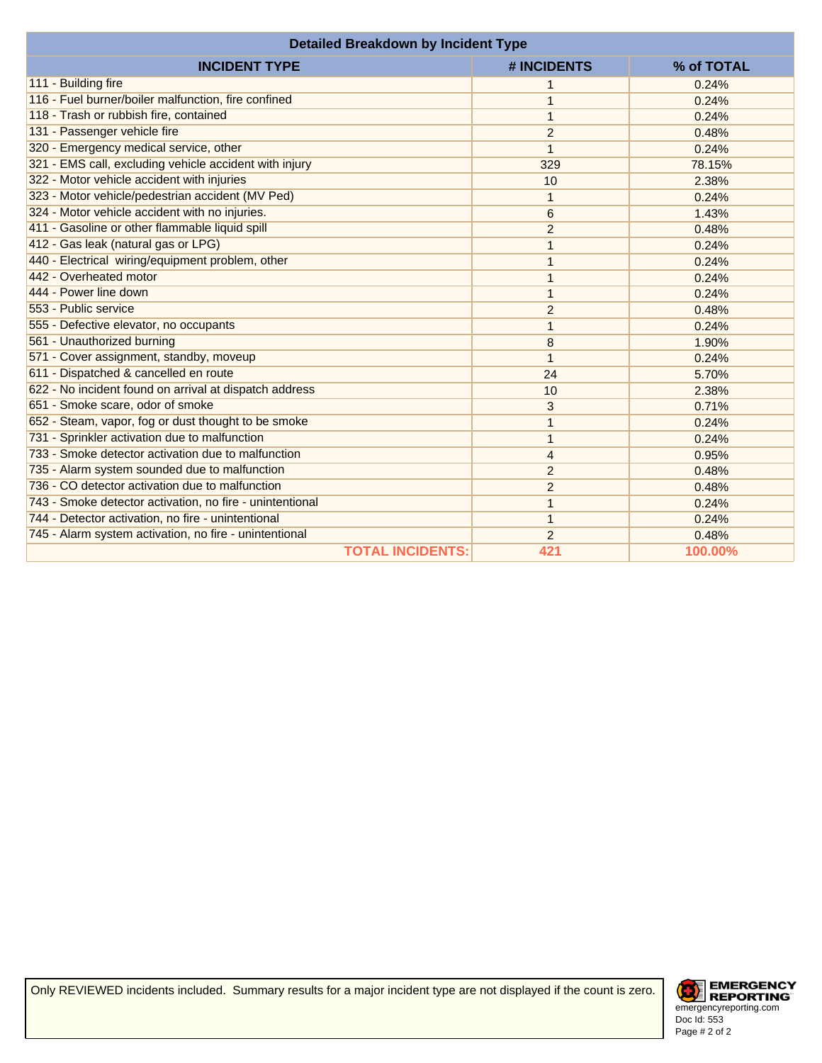| Detailed Breakdown by Incident Type | | |
|---|---|---|
| **INCIDENT TYPE** | **# INCIDENTS** | **% of TOTAL** |
| 111 - Building fire | 1 | 0.24% |
| 116 - Fuel burner/boiler malfunction, fire confined | 1 | 0.24% |
| 118 - Trash or rubbish fire, contained | 1 | 0.24% |
| 131 - Passenger vehicle fire | 2 | 0.48% |
| 320 - Emergency medical service, other | 1 | 0.24% |
| 321 - EMS call, excluding vehicle accident with injury | 329 | 78.15% |
| 322 - Motor vehicle accident with injuries | 10 | 2.38% |
| 323 - Motor vehicle/pedestrian accident (MV Ped) | 1 | 0.24% |
| 324 - Motor vehicle accident with no injuries. | 6 | 1.43% |
| 411 - Gasoline or other flammable liquid spill | 2 | 0.48% |
| 412 - Gas leak (natural gas or LPG) | 1 | 0.24% |
| 440 - Electrical wiring/equipment problem, other | 1 | 0.24% |
| 442 - Overheated motor | 1 | 0.24% |
| 444 - Power line down | 1 | 0.24% |
| 553 - Public service | 2 | 0.48% |
| 555 - Defective elevator, no occupants | 1 | 0.24% |
| 561 - Unauthorized burning | 8 | 1.90% |
| 571 - Cover assignment, standby, moveup | 1 | 0.24% |
| 611 - Dispatched & cancelled en route | 24 | 5.70% |
| 622 - No incident found on arrival at dispatch address | 10 | 2.38% |
| 651 - Smoke scare, odor of smoke | 3 | 0.71% |
| 652 - Steam, vapor, fog or dust thought to be smoke | 1 | 0.24% |
| 731 - Sprinkler activation due to malfunction | 1 | 0.24% |
| 733 - Smoke detector activation due to malfunction | 4 | 0.95% |
| 735 - Alarm system sounded due to malfunction | 2 | 0.48% |
| 736 - CO detector activation due to malfunction | 2 | 0.48% |
| 743 - Smoke detector activation, no fire - unintentional | 1 | 0.24% |
| 744 - Detector activation, no fire - unintentional | 1 | 0.24% |
| 745 - Alarm system activation, no fire - unintentional | 2 | 0.48% |
| **TOTAL INCIDENTS:** | **421** | **100.00%** |

Only REVIEWED incidents included. Summary results for a major incident type are not displayed if the count is zero.

EMERGENCY REPORTING
emergencyreporting.com
Doc Id: 553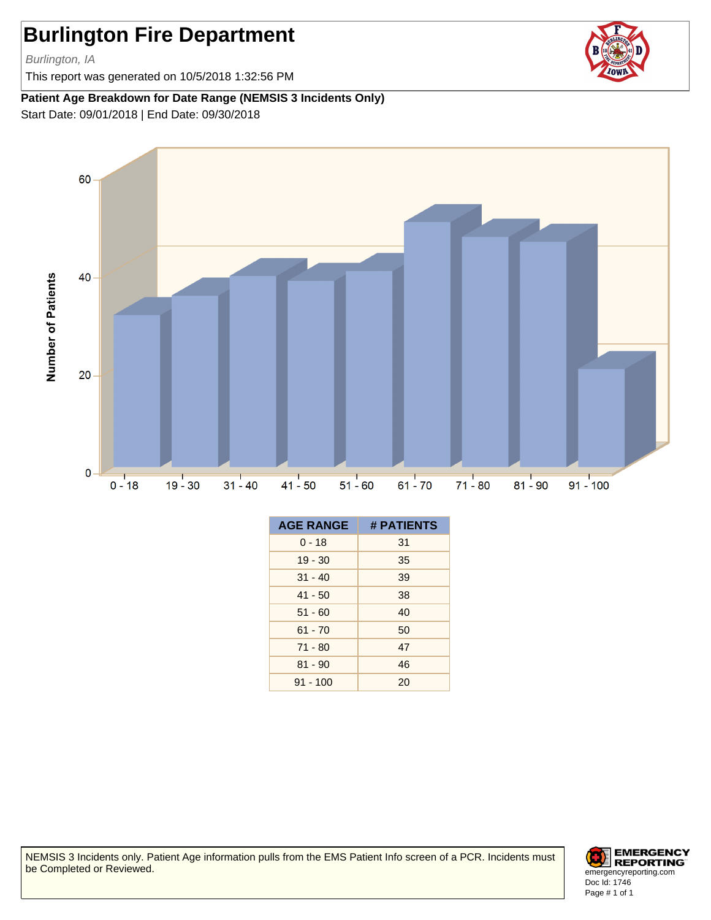# Burlington Fire Department

*Burlington, IA*

This report was generated on 10/5/2018 1:32:56 PM

**Patient Age Breakdown for Date Range (NEMSIS 3 Incidents Only)**

Start Date: 09/01/2018 | End Date: 09/30/2018

| AGE RANGE | # PATIENTS |
|---|---|
| 0 - 18 | 31 |
| 19 - 30 | 35 |
| 31 - 40 | 39 |
| 41 - 50 | 38 |
| 51 - 60 | 40 |
| 61 - 70 | 50 |
| 71 - 80 | 47 |
| 81 - 90 | 46 |
| 91 - 100 | 20 |

NEMSIS 3 Incidents only. Patient Age information pulls from the EMS Patient Info screen of a PCR. Incidents must be Completed or Reviewed.

EMERGENCY REPORTING
emergencyreporting.com
Doc Id: 1746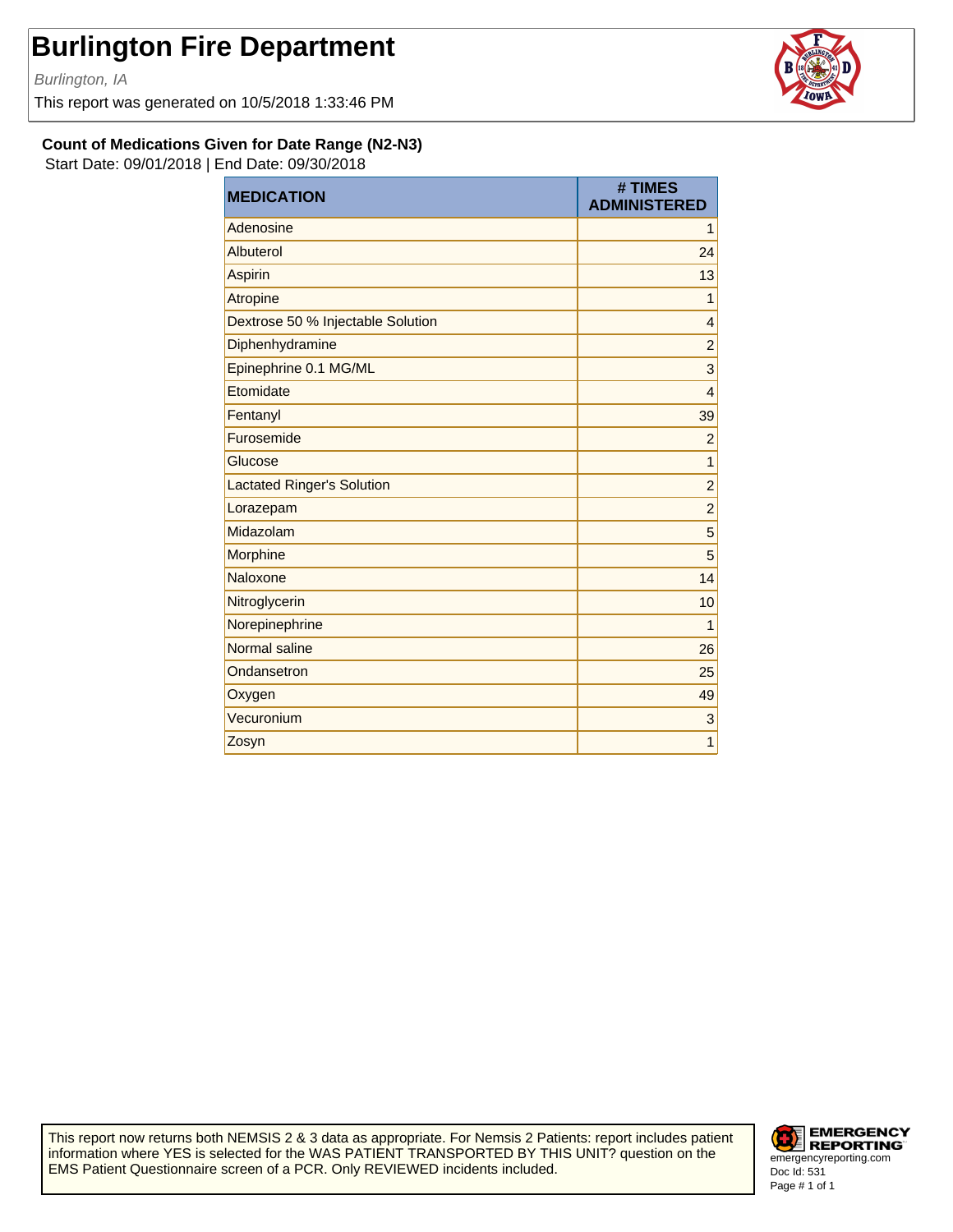# Burlington Fire Department

*Burlington, IA*

This report was generated on 10/5/2018 1:33:46 PM

### Count of Medications Given for Date Range (N2-N3)

Start Date: 09/01/2018 | End Date: 09/30/2018

| MEDICATION | # TIMES ADMINISTERED |
|---|---|
| Adenosine | 1 |
| Albuterol | 24 |
| Aspirin | 13 |
| Atropine | 1 |
| Dextrose 50 % Injectable Solution | 4 |
| Diphenhydramine | 2 |
| Epinephrine 0.1 MG/ML | 3 |
| Etomidate | 4 |
| Fentanyl | 39 |
| Furosemide | 2 |
| Glucose | 1 |
| Lactated Ringer's Solution | 2 |
| Lorazepam | 2 |
| Midazolam | 5 |
| Morphine | 5 |
| Naloxone | 14 |
| Nitroglycerin | 10 |
| Norepinephrine | 1 |
| Normal saline | 26 |
| Ondansetron | 25 |
| Oxygen | 49 |
| Vecuronium | 3 |
| Zosyn | 1 |

This report now returns both NEMSIS 2 & 3 data as appropriate. For Nemsis 2 Patients: report includes patient information where YES is selected for the WAS PATIENT TRANSPORTED BY THIS UNIT? question on the EMS Patient Questionnaire screen of a PCR. Only REVIEWED incidents included.

EMERGENCY REPORTING
emergencyreporting.com
Doc Id: 531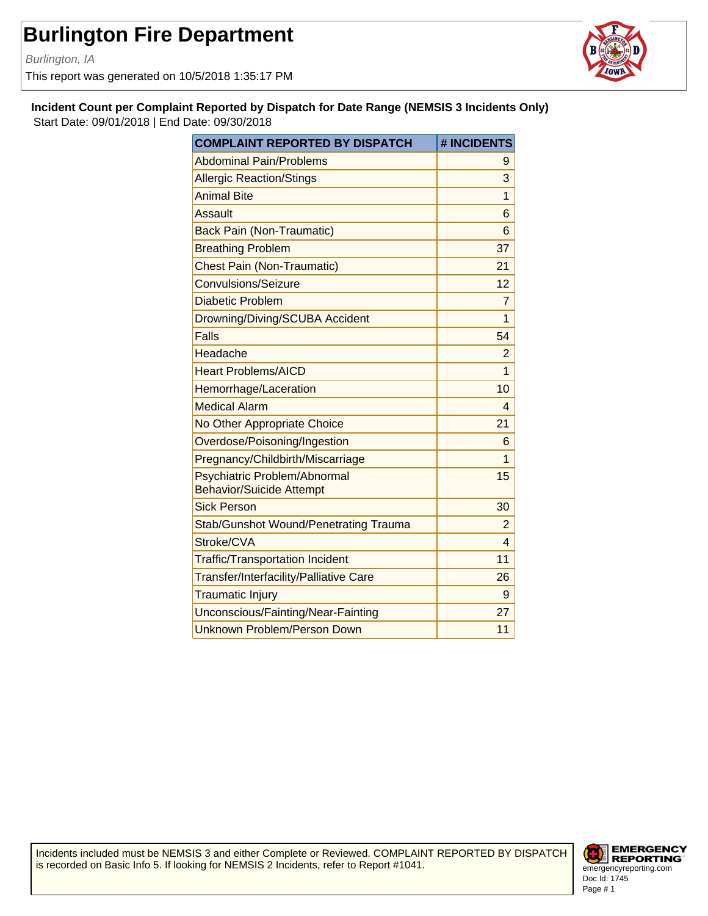# Burlington Fire Department

*Burlington, IA*

This report was generated on 10/5/2018 1:35:17 PM

**Incident Count per Complaint Reported by Dispatch for Date Range (NEMSIS 3 Incidents Only)**

Start Date: 09/01/2018 | End Date: 09/30/2018

| COMPLAINT REPORTED BY DISPATCH | # INCIDENTS |
|---|---|
| Abdominal Pain/Problems | 9 |
| Allergic Reaction/Stings | 3 |
| Animal Bite | 1 |
| Assault | 6 |
| Back Pain (Non-Traumatic) | 6 |
| Breathing Problem | 37 |
| Chest Pain (Non-Traumatic) | 21 |
| Convulsions/Seizure | 12 |
| Diabetic Problem | 7 |
| Drowning/Diving/SCUBA Accident | 1 |
| Falls | 54 |
| Headache | 2 |
| Heart Problems/AICD | 1 |
| Hemorrhage/Laceration | 10 |
| Medical Alarm | 4 |
| No Other Appropriate Choice | 21 |
| Overdose/Poisoning/Ingestion | 6 |
| Pregnancy/Childbirth/Miscarriage | 1 |
| Psychiatric Problem/Abnormal Behavior/Suicide Attempt | 15 |
| Sick Person | 30 |
| Stab/Gunshot Wound/Penetrating Trauma | 2 |
| Stroke/CVA | 4 |
| Traffic/Transportation Incident | 11 |
| Transfer/Interfacility/Palliative Care | 26 |
| Traumatic Injury | 9 |
| Unconscious/Fainting/Near-Fainting | 27 |
| Unknown Problem/Person Down | 11 |

Incidents included must be NEMSIS 3 and either Complete or Reviewed. COMPLAINT REPORTED BY DISPATCH is recorded on Basic Info 5. If looking for NEMSIS 2 Incidents, refer to Report #1041.

EMERGENCY REPORTING
emergencyreporting.com
Doc Id: 1745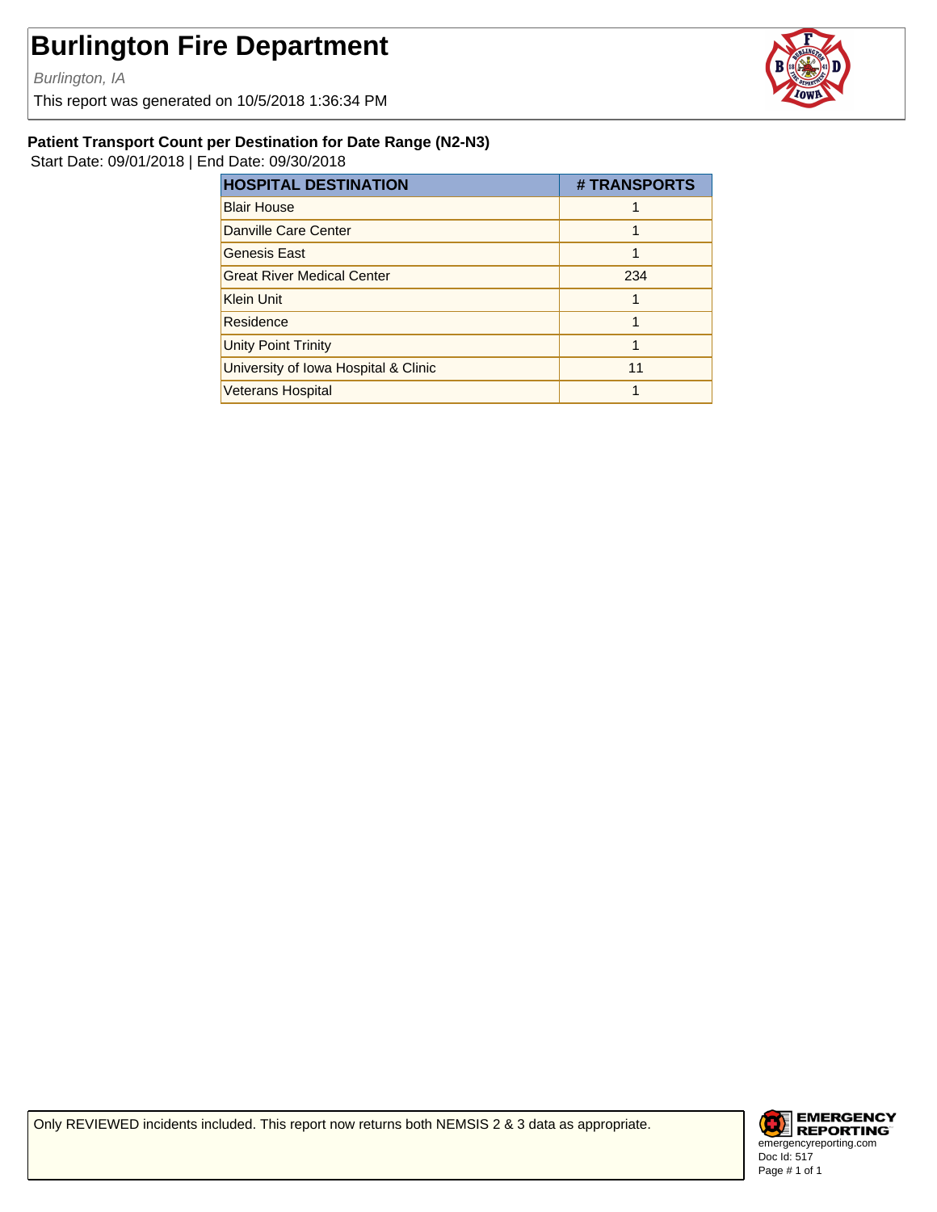# Burlington Fire Department

*Burlington, IA*

This report was generated on 10/5/2018 1:36:34 PM

**Patient Transport Count per Destination for Date Range (N2-N3)**

Start Date: 09/01/2018 | End Date: 09/30/2018

| HOSPITAL DESTINATION | # TRANSPORTS |
|---|---|
| Blair House | 1 |
| Danville Care Center | 1 |
| Genesis East | 1 |
| Great River Medical Center | 234 |
| Klein Unit | 1 |
| Residence | 1 |
| Unity Point Trinity | 1 |
| University of Iowa Hospital & Clinic | 11 |
| Veterans Hospital | 1 |

Only REVIEWED incidents included. This report now returns both NEMSIS 2 & 3 data as appropriate.

EMERGENCY REPORTING
emergencyreporting.com
Doc Id: 517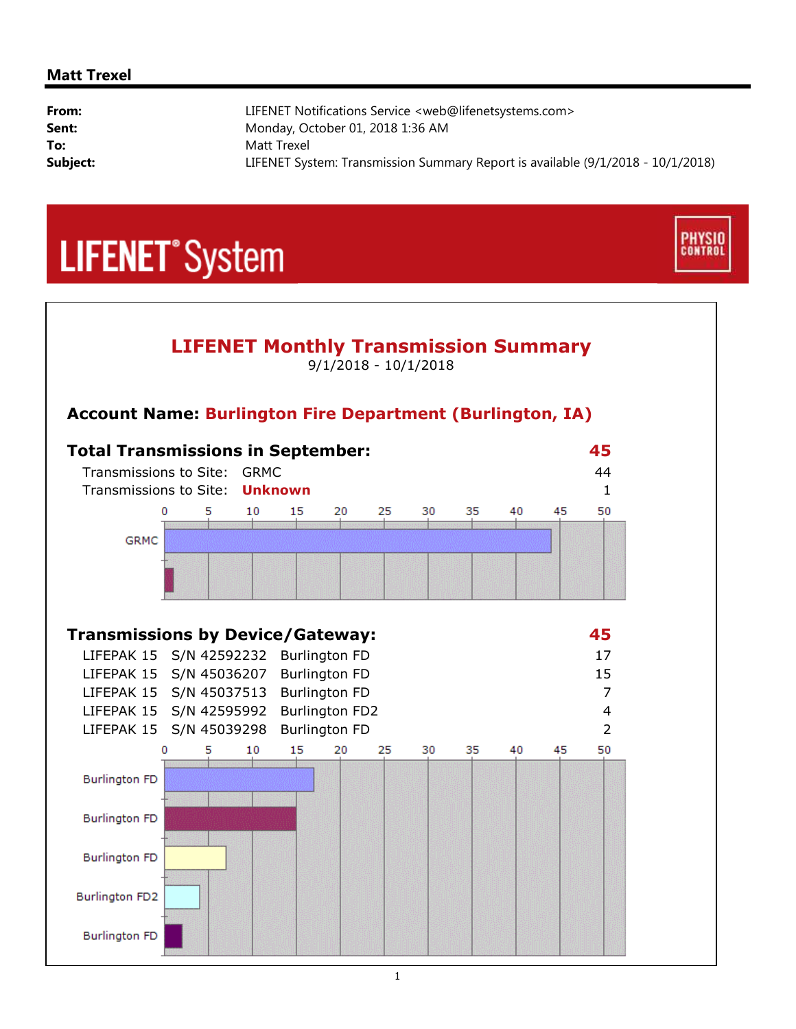**Matt Trexel**

| | |
|---|---|
| **From:** | LIFENET Notifications Service <web@lifenetsystems.com> |
| **Sent:** | Monday, October 01, 2018 1:36 AM |
| **To:** | Matt Trexel |
| **Subject:** | LIFENET System: Transmission Summary Report is available (9/1/2018 - 10/1/2018) |

LIFENET® System

PHYSIO CONTROL

# LIFENET Monthly Transmission Summary

9/1/2018 - 10/1/2018

## Account Name: Burlington Fire Department (Burlington, IA)

### Total Transmissions in September: 45

| | | |
|---|---|---|
| Transmissions to Site: | GRMC | 44 |
| Transmissions to Site: | **Unknown** | 1 |

### Transmissions by Device/Gateway: 45

| | | | |
|---|---|---|---|
| LIFEPAK 15 | S/N 42592232 | Burlington FD | 17 |
| LIFEPAK 15 | S/N 45036207 | Burlington FD | 15 |
| LIFEPAK 15 | S/N 45037513 | Burlington FD | 7 |
| LIFEPAK 15 | S/N 42595992 | Burlington FD2 | 4 |
| LIFEPAK 15 | S/N 45039298 | Burlington FD | 2 |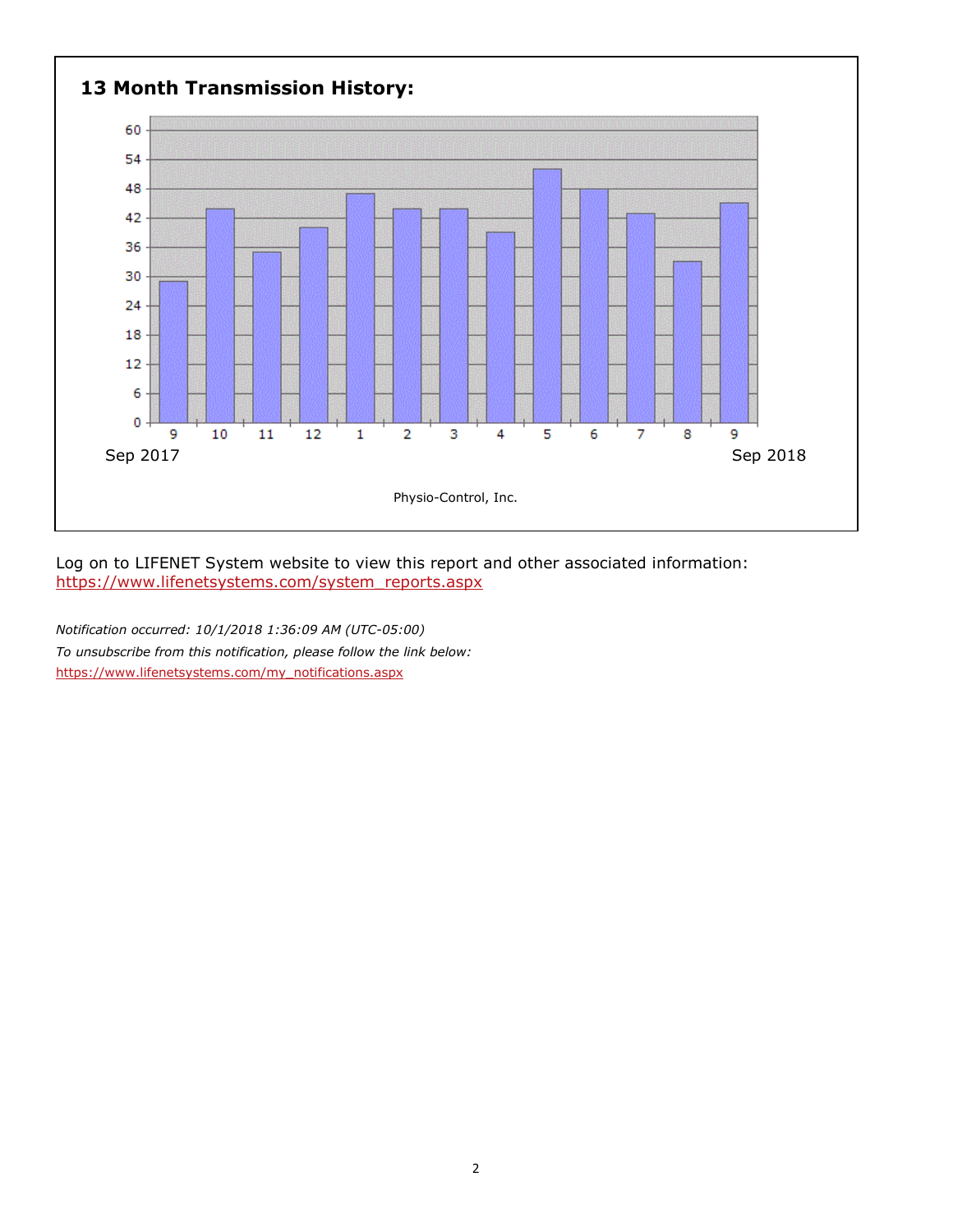## 13 Month Transmission History:

60
54
48
42
36
30
24
18
12
6
0

9 10 11 12 1 2 3 4 5 6 7 8 9

Sep 2017

Sep 2018

Physio-Control, Inc.

Log on to LIFENET System website to view this report and other associated information:
https://www.lifenetsystems.com/system_reports.aspx

*Notification occurred: 10/1/2018 1:36:09 AM (UTC-05:00)*

*To unsubscribe from this notification, please follow the link below:*

https://www.lifenetsystems.com/my_notifications.aspx